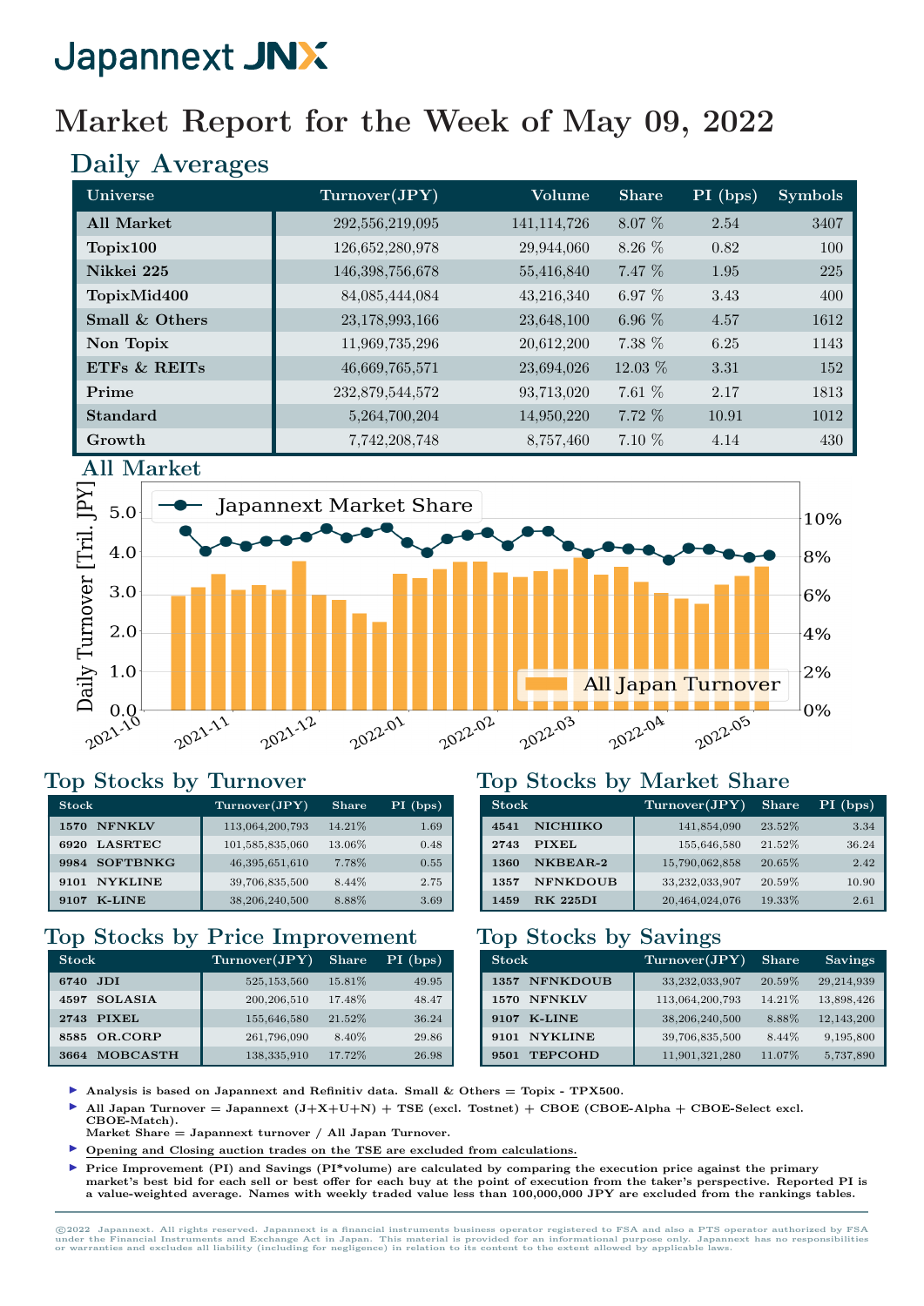# Japannext JNX

# Market Report for the Week of May 09, 2022

## Daily Averages

| Universe | Turnover(JPY) | Volume | Share | PI (bps) | Symbols |
|---|---|---|---|---|---|
| All Market | 292,556,219,095 | 141,114,726 | 8.07 % | 2.54 | 3407 |
| Topix100 | 126,652,280,978 | 29,944,060 | 8.26 % | 0.82 | 100 |
| Nikkei 225 | 146,398,756,678 | 55,416,840 | 7.47 % | 1.95 | 225 |
| TopixMid400 | 84,085,444,084 | 43,216,340 | 6.97 % | 3.43 | 400 |
| Small & Others | 23,178,993,166 | 23,648,100 | 6.96 % | 4.57 | 1612 |
| Non Topix | 11,969,735,296 | 20,612,200 | 7.38 % | 6.25 | 1143 |
| ETFs & REITs | 46,669,765,571 | 23,694,026 | 12.03 % | 3.31 | 152 |
| Prime | 232,879,544,572 | 93,713,020 | 7.61 % | 2.17 | 1813 |
| Standard | 5,264,700,204 | 14,950,220 | 7.72 % | 10.91 | 1012 |
| Growth | 7,742,208,748 | 8,757,460 | 7.10 % | 4.14 | 430 |

## All Market

## Top Stocks by Turnover

| Stock | | Turnover(JPY) | Share | PI (bps) |
|---|---|---|---|---|
| 1570 | NFNKLV | 113,064,200,793 | 14.21% | 1.69 |
| 6920 | LASRTEC | 101,585,835,060 | 13.06% | 0.48 |
| 9984 | SOFTBNKG | 46,395,651,610 | 7.78% | 0.55 |
| 9101 | NYKLINE | 39,706,835,500 | 8.44% | 2.75 |
| 9107 | K-LINE | 38,206,240,500 | 8.88% | 3.69 |

## Top Stocks by Market Share

| Stock | | Turnover(JPY) | Share | PI (bps) |
|---|---|---|---|---|
| 4541 | NICHIIKO | 141,854,090 | 23.52% | 3.34 |
| 2743 | PIXEL | 155,646,580 | 21.52% | 36.24 |
| 1360 | NKBEAR-2 | 15,790,062,858 | 20.65% | 2.42 |
| 1357 | NFNKDOUB | 33,232,033,907 | 20.59% | 10.90 |
| 1459 | RK 225DI | 20,464,024,076 | 19.33% | 2.61 |

## Top Stocks by Price Improvement

| Stock | | Turnover(JPY) | Share | PI (bps) |
|---|---|---|---|---|
| 6740 | JDI | 525,153,560 | 15.81% | 49.95 |
| 4597 | SOLASIA | 200,206,510 | 17.48% | 48.47 |
| 2743 | PIXEL | 155,646,580 | 21.52% | 36.24 |
| 8585 | OR.CORP | 261,796,090 | 8.40% | 29.86 |
| 3664 | MOBCASTH | 138,335,910 | 17.72% | 26.98 |

## Top Stocks by Savings

| Stock | | Turnover(JPY) | Share | Savings |
|---|---|---|---|---|
| 1357 | NFNKDOUB | 33,232,033,907 | 20.59% | 29,214,939 |
| 1570 | NFNKLV | 113,064,200,793 | 14.21% | 13,898,426 |
| 9107 | K-LINE | 38,206,240,500 | 8.88% | 12,143,200 |
| 9101 | NYKLINE | 39,706,835,500 | 8.44% | 9,195,800 |
| 9501 | TEPCOHD | 11,901,321,280 | 11.07% | 5,737,890 |

- Analysis is based on Japannext and Refinitiv data. Small & Others = Topix - TPX500.
- All Japan Turnover = Japannext (J+X+U+N) + TSE (excl. Tostnet) + CBOE (CBOE-Alpha + CBOE-Select excl. CBOE-Match).
  Market Share = Japannext turnover / All Japan Turnover.
- Opening and Closing auction trades on the TSE are excluded from calculations.
- Price Improvement (PI) and Savings (PI*volume) are calculated by comparing the execution price against the primary market's best bid for each sell or best offer for each buy at the point of execution from the taker's perspective. Reported PI is a value-weighted average. Names with weekly traded value less than 100,000,000 JPY are excluded from the rankings tables.

©2022 Japannext. All rights reserved. Japannext is a financial instruments business operator registered to FSA and also a PTS operator authorized by FSA under the Financial Instruments and Exchange Act in Japan. This material is provided for an informational purpose only. Japannext has no responsibilities or warranties and excludes all liability (including for negligence) in relation to its content to the extent allowed by applicable laws.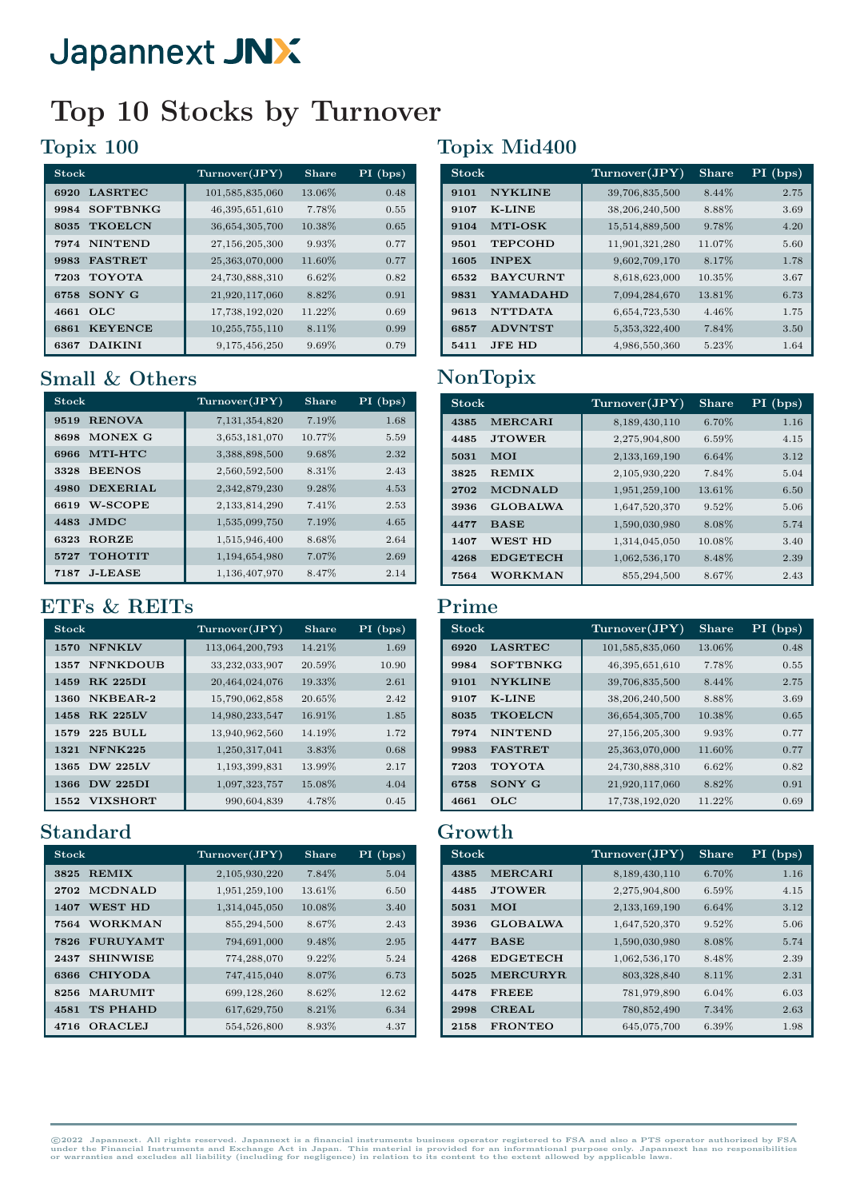Japannext JNX

# Top 10 Stocks by Turnover

## Topix 100

| Stock | | Turnover(JPY) | Share | PI (bps) |
|---|---|---|---|---|
| 6920 | LASRTEC | 101,585,835,060 | 13.06% | 0.48 |
| 9984 | SOFTBNKG | 46,395,651,610 | 7.78% | 0.55 |
| 8035 | TKOELCN | 36,654,305,700 | 10.38% | 0.65 |
| 7974 | NINTEND | 27,156,205,300 | 9.93% | 0.77 |
| 9983 | FASTRET | 25,363,070,000 | 11.60% | 0.77 |
| 7203 | TOYOTA | 24,730,888,310 | 6.62% | 0.82 |
| 6758 | SONY G | 21,920,117,060 | 8.82% | 0.91 |
| 4661 | OLC | 17,738,192,020 | 11.22% | 0.69 |
| 6861 | KEYENCE | 10,255,755,110 | 8.11% | 0.99 |
| 6367 | DAIKINI | 9,175,456,250 | 9.69% | 0.79 |

## Topix Mid400

| Stock | | Turnover(JPY) | Share | PI (bps) |
|---|---|---|---|---|
| 9101 | NYKLINE | 39,706,835,500 | 8.44% | 2.75 |
| 9107 | K-LINE | 38,206,240,500 | 8.88% | 3.69 |
| 9104 | MTI-OSK | 15,514,889,500 | 9.78% | 4.20 |
| 9501 | TEPCOHD | 11,901,321,280 | 11.07% | 5.60 |
| 1605 | INPEX | 9,602,709,170 | 8.17% | 1.78 |
| 6532 | BAYCURNT | 8,618,623,000 | 10.35% | 3.67 |
| 9831 | YAMADAHD | 7,094,284,670 | 13.81% | 6.73 |
| 9613 | NTTDATA | 6,654,723,530 | 4.46% | 1.75 |
| 6857 | ADVNTST | 5,353,322,400 | 7.84% | 3.50 |
| 5411 | JFE HD | 4,986,550,360 | 5.23% | 1.64 |

## Small & Others

| Stock | | Turnover(JPY) | Share | PI (bps) |
|---|---|---|---|---|
| 9519 | RENOVA | 7,131,354,820 | 7.19% | 1.68 |
| 8698 | MONEX G | 3,653,181,070 | 10.77% | 5.59 |
| 6966 | MTI-HTC | 3,388,898,500 | 9.68% | 2.32 |
| 3328 | BEENOS | 2,560,592,500 | 8.31% | 2.43 |
| 4980 | DEXERIAL | 2,342,879,230 | 9.28% | 4.53 |
| 6619 | W-SCOPE | 2,133,814,290 | 7.41% | 2.53 |
| 4483 | JMDC | 1,535,099,750 | 7.19% | 4.65 |
| 6323 | RORZE | 1,515,946,400 | 8.68% | 2.64 |
| 5727 | TOHOTIT | 1,194,654,980 | 7.07% | 2.69 |
| 7187 | J-LEASE | 1,136,407,970 | 8.47% | 2.14 |

## NonTopix

| Stock | | Turnover(JPY) | Share | PI (bps) |
|---|---|---|---|---|
| 4385 | MERCARI | 8,189,430,110 | 6.70% | 1.16 |
| 4485 | JTOWER | 2,275,904,800 | 6.59% | 4.15 |
| 5031 | MOI | 2,133,169,190 | 6.64% | 3.12 |
| 3825 | REMIX | 2,105,930,220 | 7.84% | 5.04 |
| 2702 | MCDNALD | 1,951,259,100 | 13.61% | 6.50 |
| 3936 | GLOBALWA | 1,647,520,370 | 9.52% | 5.06 |
| 4477 | BASE | 1,590,030,980 | 8.08% | 5.74 |
| 1407 | WEST HD | 1,314,045,050 | 10.08% | 3.40 |
| 4268 | EDGETECH | 1,062,536,170 | 8.48% | 2.39 |
| 7564 | WORKMAN | 855,294,500 | 8.67% | 2.43 |

## ETFs & REITs

| Stock | | Turnover(JPY) | Share | PI (bps) |
|---|---|---|---|---|
| 1570 | NFNKLV | 113,064,200,793 | 14.21% | 1.69 |
| 1357 | NFNKDOUB | 33,232,033,907 | 20.59% | 10.90 |
| 1459 | RK 225DI | 20,464,024,076 | 19.33% | 2.61 |
| 1360 | NKBEAR-2 | 15,790,062,858 | 20.65% | 2.42 |
| 1458 | RK 225LV | 14,980,233,547 | 16.91% | 1.85 |
| 1579 | 225 BULL | 13,940,962,560 | 14.19% | 1.72 |
| 1321 | NFNK225 | 1,250,317,041 | 3.83% | 0.68 |
| 1365 | DW 225LV | 1,193,399,831 | 13.99% | 2.17 |
| 1366 | DW 225DI | 1,097,323,757 | 15.08% | 4.04 |
| 1552 | VIXSHORT | 990,604,839 | 4.78% | 0.45 |

## Prime

| Stock | | Turnover(JPY) | Share | PI (bps) |
|---|---|---|---|---|
| 6920 | LASRTEC | 101,585,835,060 | 13.06% | 0.48 |
| 9984 | SOFTBNKG | 46,395,651,610 | 7.78% | 0.55 |
| 9101 | NYKLINE | 39,706,835,500 | 8.44% | 2.75 |
| 9107 | K-LINE | 38,206,240,500 | 8.88% | 3.69 |
| 8035 | TKOELCN | 36,654,305,700 | 10.38% | 0.65 |
| 7974 | NINTEND | 27,156,205,300 | 9.93% | 0.77 |
| 9983 | FASTRET | 25,363,070,000 | 11.60% | 0.77 |
| 7203 | TOYOTA | 24,730,888,310 | 6.62% | 0.82 |
| 6758 | SONY G | 21,920,117,060 | 8.82% | 0.91 |
| 4661 | OLC | 17,738,192,020 | 11.22% | 0.69 |

## Standard

| Stock | | Turnover(JPY) | Share | PI (bps) |
|---|---|---|---|---|
| 3825 | REMIX | 2,105,930,220 | 7.84% | 5.04 |
| 2702 | MCDNALD | 1,951,259,100 | 13.61% | 6.50 |
| 1407 | WEST HD | 1,314,045,050 | 10.08% | 3.40 |
| 7564 | WORKMAN | 855,294,500 | 8.67% | 2.43 |
| 7826 | FURUYAMT | 794,691,000 | 9.48% | 2.95 |
| 2437 | SHINWISE | 774,288,070 | 9.22% | 5.24 |
| 6366 | CHIYODA | 747,415,040 | 8.07% | 6.73 |
| 8256 | MARUMIT | 699,128,260 | 8.62% | 12.62 |
| 4581 | TS PHAHD | 617,629,750 | 8.21% | 6.34 |
| 4716 | ORACLEJ | 554,526,800 | 8.93% | 4.37 |

## Growth

| Stock | | Turnover(JPY) | Share | PI (bps) |
|---|---|---|---|---|
| 4385 | MERCARI | 8,189,430,110 | 6.70% | 1.16 |
| 4485 | JTOWER | 2,275,904,800 | 6.59% | 4.15 |
| 5031 | MOI | 2,133,169,190 | 6.64% | 3.12 |
| 3936 | GLOBALWA | 1,647,520,370 | 9.52% | 5.06 |
| 4477 | BASE | 1,590,030,980 | 8.08% | 5.74 |
| 4268 | EDGETECH | 1,062,536,170 | 8.48% | 2.39 |
| 5025 | MERCURYR | 803,328,840 | 8.11% | 2.31 |
| 4478 | FREEE | 781,979,890 | 6.04% | 6.03 |
| 2998 | CREAL | 780,852,490 | 7.34% | 2.63 |
| 2158 | FRONTEO | 645,075,700 | 6.39% | 1.98 |

©2022 Japannext. All rights reserved. Japannext is a financial instruments business operator registered to FSA and also a PTS operator authorized by FSA under the Financial Instruments and Exchange Act in Japan. This material is provided for an informational purpose only. Japannext has no responsibilities or warranties and excludes all liability (including for negligence) in relation to its content to the extent allowed by applicable laws.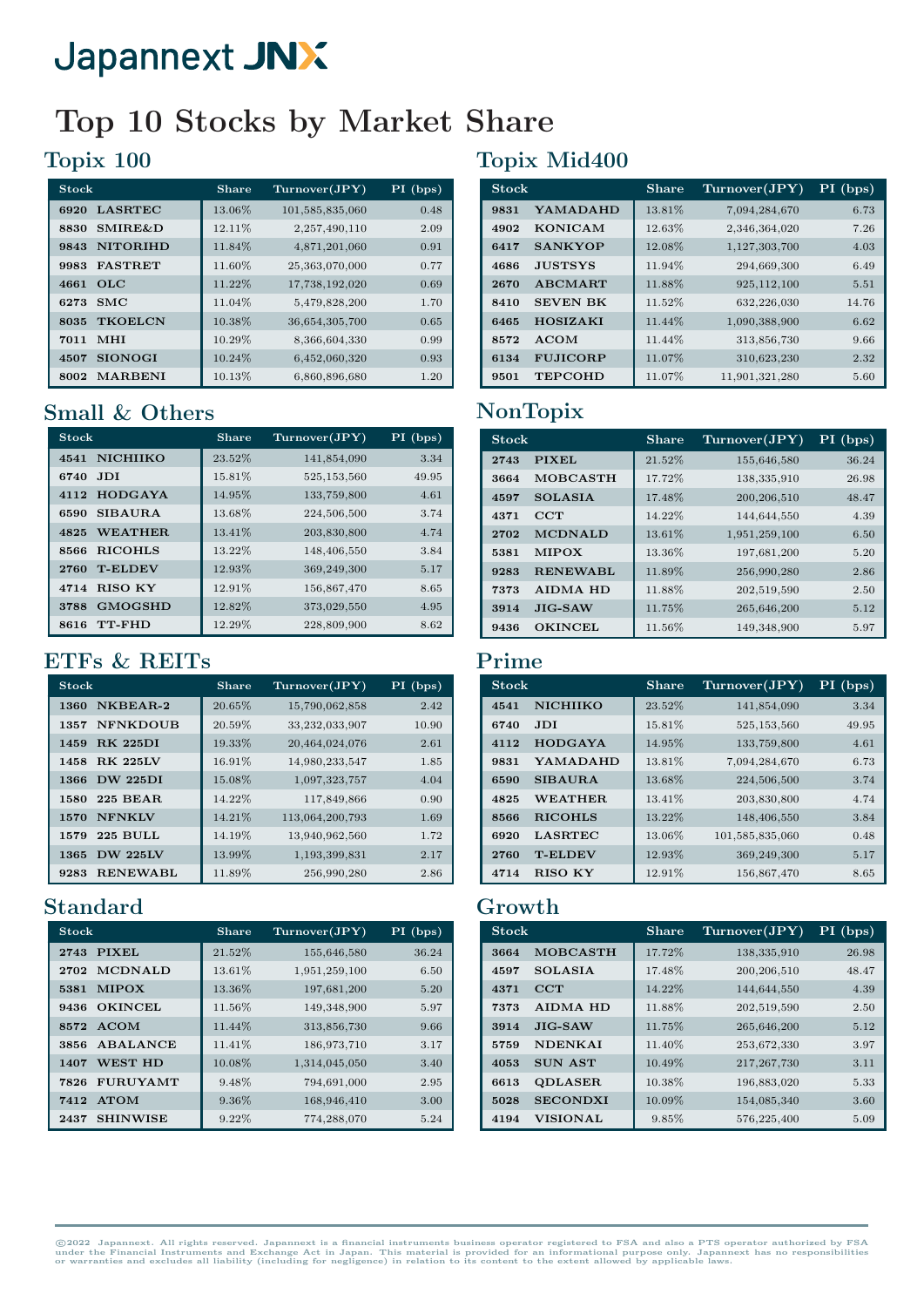Japannext JNX

# Top 10 Stocks by Market Share

## Topix 100

| Stock | Share | Turnover(JPY) | PI (bps) |
|---|---|---|---|
| 6920 LASRTEC | 13.06% | 101,585,835,060 | 0.48 |
| 8830 SMIRE&D | 12.11% | 2,257,490,110 | 2.09 |
| 9843 NITORIHD | 11.84% | 4,871,201,060 | 0.91 |
| 9983 FASTRET | 11.60% | 25,363,070,000 | 0.77 |
| 4661 OLC | 11.22% | 17,738,192,020 | 0.69 |
| 6273 SMC | 11.04% | 5,479,828,200 | 1.70 |
| 8035 TKOELCN | 10.38% | 36,654,305,700 | 0.65 |
| 7011 MHI | 10.29% | 8,366,604,330 | 0.99 |
| 4507 SIONOGI | 10.24% | 6,452,060,320 | 0.93 |
| 8002 MARBENI | 10.13% | 6,860,896,680 | 1.20 |

## Topix Mid400

| Stock | Share | Turnover(JPY) | PI (bps) |
|---|---|---|---|
| 9831 YAMADAHD | 13.81% | 7,094,284,670 | 6.73 |
| 4902 KONICAM | 12.63% | 2,346,364,020 | 7.26 |
| 6417 SANKYOP | 12.08% | 1,127,303,700 | 4.03 |
| 4686 JUSTSYS | 11.94% | 294,669,300 | 6.49 |
| 2670 ABCMART | 11.88% | 925,112,100 | 5.51 |
| 8410 SEVEN BK | 11.52% | 632,226,030 | 14.76 |
| 6465 HOSIZAKI | 11.44% | 1,090,388,900 | 6.62 |
| 8572 ACOM | 11.44% | 313,856,730 | 9.66 |
| 6134 FUJICORP | 11.07% | 310,623,230 | 2.32 |
| 9501 TEPCOHD | 11.07% | 11,901,321,280 | 5.60 |

## Small & Others

| Stock | Share | Turnover(JPY) | PI (bps) |
|---|---|---|---|
| 4541 NICHIIKO | 23.52% | 141,854,090 | 3.34 |
| 6740 JDI | 15.81% | 525,153,560 | 49.95 |
| 4112 HODGAYA | 14.95% | 133,759,800 | 4.61 |
| 6590 SIBAURA | 13.68% | 224,506,500 | 3.74 |
| 4825 WEATHER | 13.41% | 203,830,800 | 4.74 |
| 8566 RICOHLS | 13.22% | 148,406,550 | 3.84 |
| 2760 T-ELDEV | 12.93% | 369,249,300 | 5.17 |
| 4714 RISO KY | 12.91% | 156,867,470 | 8.65 |
| 3788 GMOGSHD | 12.82% | 373,029,550 | 4.95 |
| 8616 TT-FHD | 12.29% | 228,809,900 | 8.62 |

## NonTopix

| Stock | Share | Turnover(JPY) | PI (bps) |
|---|---|---|---|
| 2743 PIXEL | 21.52% | 155,646,580 | 36.24 |
| 3664 MOBCASTH | 17.72% | 138,335,910 | 26.98 |
| 4597 SOLASIA | 17.48% | 200,206,510 | 48.47 |
| 4371 CCT | 14.22% | 144,644,550 | 4.39 |
| 2702 MCDNALD | 13.61% | 1,951,259,100 | 6.50 |
| 5381 MIPOX | 13.36% | 197,681,200 | 5.20 |
| 9283 RENEWABL | 11.89% | 256,990,280 | 2.86 |
| 7373 AIDMA HD | 11.88% | 202,519,590 | 2.50 |
| 3914 JIG-SAW | 11.75% | 265,646,200 | 5.12 |
| 9436 OKINCEL | 11.56% | 149,348,900 | 5.97 |

## ETFs & REITs

| Stock | Share | Turnover(JPY) | PI (bps) |
|---|---|---|---|
| 1360 NKBEAR-2 | 20.65% | 15,790,062,858 | 2.42 |
| 1357 NFNKDOUB | 20.59% | 33,232,033,907 | 10.90 |
| 1459 RK 225DI | 19.33% | 20,464,024,076 | 2.61 |
| 1458 RK 225LV | 16.91% | 14,980,233,547 | 1.85 |
| 1366 DW 225DI | 15.08% | 1,097,323,757 | 4.04 |
| 1580 225 BEAR | 14.22% | 117,849,866 | 0.90 |
| 1570 NFNKLV | 14.21% | 113,064,200,793 | 1.69 |
| 1579 225 BULL | 14.19% | 13,940,962,560 | 1.72 |
| 1365 DW 225LV | 13.99% | 1,193,399,831 | 2.17 |
| 9283 RENEWABL | 11.89% | 256,990,280 | 2.86 |

## Prime

| Stock | Share | Turnover(JPY) | PI (bps) |
|---|---|---|---|
| 4541 NICHIIKO | 23.52% | 141,854,090 | 3.34 |
| 6740 JDI | 15.81% | 525,153,560 | 49.95 |
| 4112 HODGAYA | 14.95% | 133,759,800 | 4.61 |
| 9831 YAMADAHD | 13.81% | 7,094,284,670 | 6.73 |
| 6590 SIBAURA | 13.68% | 224,506,500 | 3.74 |
| 4825 WEATHER | 13.41% | 203,830,800 | 4.74 |
| 8566 RICOHLS | 13.22% | 148,406,550 | 3.84 |
| 6920 LASRTEC | 13.06% | 101,585,835,060 | 0.48 |
| 2760 T-ELDEV | 12.93% | 369,249,300 | 5.17 |
| 4714 RISO KY | 12.91% | 156,867,470 | 8.65 |

## Standard

| Stock | Share | Turnover(JPY) | PI (bps) |
|---|---|---|---|
| 2743 PIXEL | 21.52% | 155,646,580 | 36.24 |
| 2702 MCDNALD | 13.61% | 1,951,259,100 | 6.50 |
| 5381 MIPOX | 13.36% | 197,681,200 | 5.20 |
| 9436 OKINCEL | 11.56% | 149,348,900 | 5.97 |
| 8572 ACOM | 11.44% | 313,856,730 | 9.66 |
| 3856 ABALANCE | 11.41% | 186,973,710 | 3.17 |
| 1407 WEST HD | 10.08% | 1,314,045,050 | 3.40 |
| 7826 FURUYAMT | 9.48% | 794,691,000 | 2.95 |
| 7412 ATOM | 9.36% | 168,946,410 | 3.00 |
| 2437 SHINWISE | 9.22% | 774,288,070 | 5.24 |

## Growth

| Stock | Share | Turnover(JPY) | PI (bps) |
|---|---|---|---|
| 3664 MOBCASTH | 17.72% | 138,335,910 | 26.98 |
| 4597 SOLASIA | 17.48% | 200,206,510 | 48.47 |
| 4371 CCT | 14.22% | 144,644,550 | 4.39 |
| 7373 AIDMA HD | 11.88% | 202,519,590 | 2.50 |
| 3914 JIG-SAW | 11.75% | 265,646,200 | 5.12 |
| 5759 NDENKAI | 11.40% | 253,672,330 | 3.97 |
| 4053 SUN AST | 10.49% | 217,267,730 | 3.11 |
| 6613 QDLASER | 10.38% | 196,883,020 | 5.33 |
| 5028 SECONDXI | 10.09% | 154,085,340 | 3.60 |
| 4194 VISIONAL | 9.85% | 576,225,400 | 5.09 |

©2022 Japannext. All rights reserved. Japannext is a financial instruments business operator registered to FSA and also a PTS operator authorized by FSA under the Financial Instruments and Exchange Act in Japan. This material is provided for an informational purpose only. Japannext has no responsibilities or warranties and excludes all liability (including for negligence) in relation to its content to the extent allowed by applicable laws.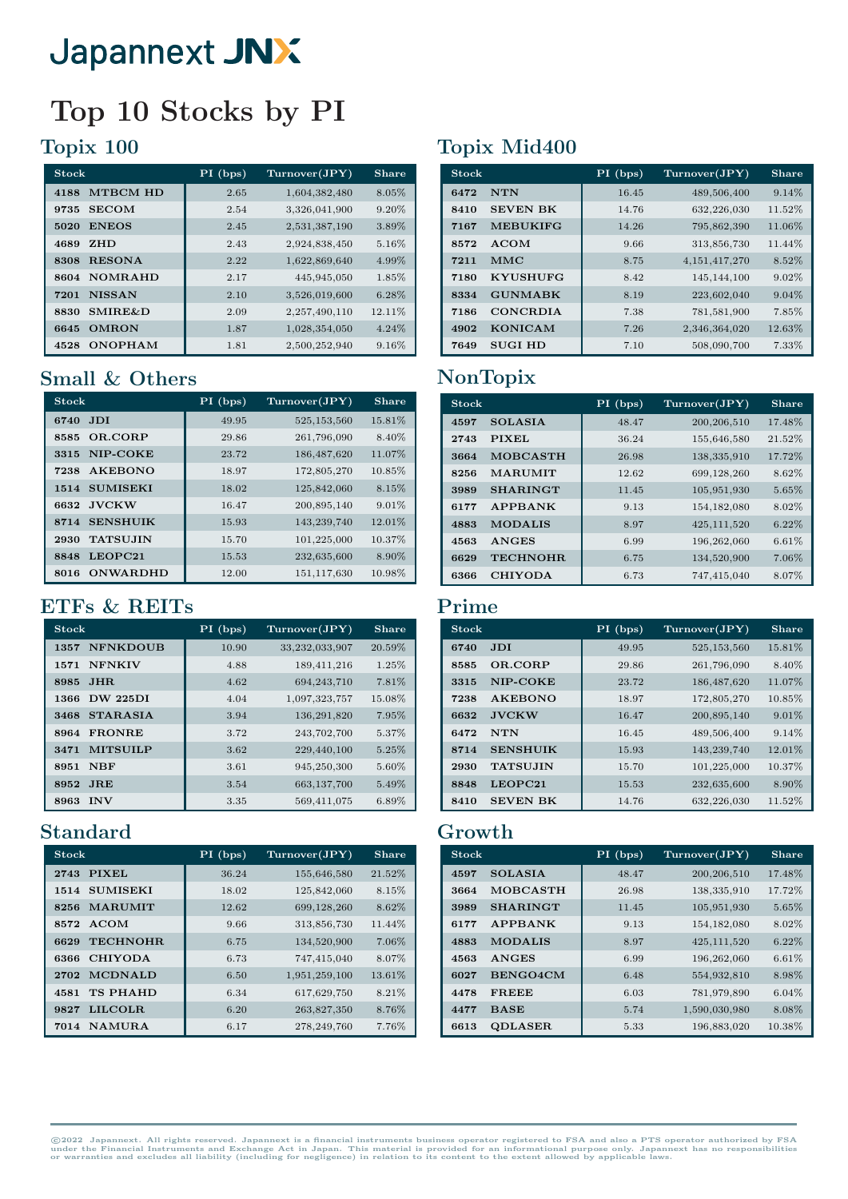Japannext JNX

# Top 10 Stocks by PI

## Topix 100

| Stock | | PI (bps) | Turnover(JPY) | Share |
|---|---|---|---|---|
| 4188 | MTBCM HD | 2.65 | 1,604,382,480 | 8.05% |
| 9735 | SECOM | 2.54 | 3,326,041,900 | 9.20% |
| 5020 | ENEOS | 2.45 | 2,531,387,190 | 3.89% |
| 4689 | ZHD | 2.43 | 2,924,838,450 | 5.16% |
| 8308 | RESONA | 2.22 | 1,622,869,640 | 4.99% |
| 8604 | NOMRAHD | 2.17 | 445,945,050 | 1.85% |
| 7201 | NISSAN | 2.10 | 3,526,019,600 | 6.28% |
| 8830 | SMIRE&D | 2.09 | 2,257,490,110 | 12.11% |
| 6645 | OMRON | 1.87 | 1,028,354,050 | 4.24% |
| 4528 | ONOPHAM | 1.81 | 2,500,252,940 | 9.16% |

## Topix Mid400

| Stock | | PI (bps) | Turnover(JPY) | Share |
|---|---|---|---|---|
| 6472 | NTN | 16.45 | 489,506,400 | 9.14% |
| 8410 | SEVEN BK | 14.76 | 632,226,030 | 11.52% |
| 7167 | MEBUKIFG | 14.26 | 795,862,390 | 11.06% |
| 8572 | ACOM | 9.66 | 313,856,730 | 11.44% |
| 7211 | MMC | 8.75 | 4,151,417,270 | 8.52% |
| 7180 | KYUSHUFG | 8.42 | 145,144,100 | 9.02% |
| 8334 | GUNMABK | 8.19 | 223,602,040 | 9.04% |
| 7186 | CONCRDIA | 7.38 | 781,581,900 | 7.85% |
| 4902 | KONICAM | 7.26 | 2,346,364,020 | 12.63% |
| 7649 | SUGI HD | 7.10 | 508,090,700 | 7.33% |

## Small & Others

| Stock | | PI (bps) | Turnover(JPY) | Share |
|---|---|---|---|---|
| 6740 | JDI | 49.95 | 525,153,560 | 15.81% |
| 8585 | OR.CORP | 29.86 | 261,796,090 | 8.40% |
| 3315 | NIP-COKE | 23.72 | 186,487,620 | 11.07% |
| 7238 | AKEBONO | 18.97 | 172,805,270 | 10.85% |
| 1514 | SUMISEKI | 18.02 | 125,842,060 | 8.15% |
| 6632 | JVCKW | 16.47 | 200,895,140 | 9.01% |
| 8714 | SENSHUIK | 15.93 | 143,239,740 | 12.01% |
| 2930 | TATSUJIN | 15.70 | 101,225,000 | 10.37% |
| 8848 | LEOPC21 | 15.53 | 232,635,600 | 8.90% |
| 8016 | ONWARDHD | 12.00 | 151,117,630 | 10.98% |

## NonTopix

| Stock | | PI (bps) | Turnover(JPY) | Share |
|---|---|---|---|---|
| 4597 | SOLASIA | 48.47 | 200,206,510 | 17.48% |
| 2743 | PIXEL | 36.24 | 155,646,580 | 21.52% |
| 3664 | MOBCASTH | 26.98 | 138,335,910 | 17.72% |
| 8256 | MARUMIT | 12.62 | 699,128,260 | 8.62% |
| 3989 | SHARINGT | 11.45 | 105,951,930 | 5.65% |
| 6177 | APPBANK | 9.13 | 154,182,080 | 8.02% |
| 4883 | MODALIS | 8.97 | 425,111,520 | 6.22% |
| 4563 | ANGES | 6.99 | 196,262,060 | 6.61% |
| 6629 | TECHNOHR | 6.75 | 134,520,900 | 7.06% |
| 6366 | CHIYODA | 6.73 | 747,415,040 | 8.07% |

## ETFs & REITs

| Stock | | PI (bps) | Turnover(JPY) | Share |
|---|---|---|---|---|
| 1357 | NFNKDOUB | 10.90 | 33,232,033,907 | 20.59% |
| 1571 | NFNKIV | 4.88 | 189,411,216 | 1.25% |
| 8985 | JHR | 4.62 | 694,243,710 | 7.81% |
| 1366 | DW 225DI | 4.04 | 1,097,323,757 | 15.08% |
| 3468 | STARASIA | 3.94 | 136,291,820 | 7.95% |
| 8964 | FRONRE | 3.72 | 243,702,700 | 5.37% |
| 3471 | MITSUILP | 3.62 | 229,440,100 | 5.25% |
| 8951 | NBF | 3.61 | 945,250,300 | 5.60% |
| 8952 | JRE | 3.54 | 663,137,700 | 5.49% |
| 8963 | INV | 3.35 | 569,411,075 | 6.89% |

## Prime

| Stock | | PI (bps) | Turnover(JPY) | Share |
|---|---|---|---|---|
| 6740 | JDI | 49.95 | 525,153,560 | 15.81% |
| 8585 | OR.CORP | 29.86 | 261,796,090 | 8.40% |
| 3315 | NIP-COKE | 23.72 | 186,487,620 | 11.07% |
| 7238 | AKEBONO | 18.97 | 172,805,270 | 10.85% |
| 6632 | JVCKW | 16.47 | 200,895,140 | 9.01% |
| 6472 | NTN | 16.45 | 489,506,400 | 9.14% |
| 8714 | SENSHUIK | 15.93 | 143,239,740 | 12.01% |
| 2930 | TATSUJIN | 15.70 | 101,225,000 | 10.37% |
| 8848 | LEOPC21 | 15.53 | 232,635,600 | 8.90% |
| 8410 | SEVEN BK | 14.76 | 632,226,030 | 11.52% |

## Standard

| Stock | | PI (bps) | Turnover(JPY) | Share |
|---|---|---|---|---|
| 2743 | PIXEL | 36.24 | 155,646,580 | 21.52% |
| 1514 | SUMISEKI | 18.02 | 125,842,060 | 8.15% |
| 8256 | MARUMIT | 12.62 | 699,128,260 | 8.62% |
| 8572 | ACOM | 9.66 | 313,856,730 | 11.44% |
| 6629 | TECHNOHR | 6.75 | 134,520,900 | 7.06% |
| 6366 | CHIYODA | 6.73 | 747,415,040 | 8.07% |
| 2702 | MCDNALD | 6.50 | 1,951,259,100 | 13.61% |
| 4581 | TS PHAHD | 6.34 | 617,629,750 | 8.21% |
| 9827 | LILCOLR | 6.20 | 263,827,350 | 8.76% |
| 7014 | NAMURA | 6.17 | 278,249,760 | 7.76% |

## Growth

| Stock | | PI (bps) | Turnover(JPY) | Share |
|---|---|---|---|---|
| 4597 | SOLASIA | 48.47 | 200,206,510 | 17.48% |
| 3664 | MOBCASTH | 26.98 | 138,335,910 | 17.72% |
| 3989 | SHARINGT | 11.45 | 105,951,930 | 5.65% |
| 6177 | APPBANK | 9.13 | 154,182,080 | 8.02% |
| 4883 | MODALIS | 8.97 | 425,111,520 | 6.22% |
| 4563 | ANGES | 6.99 | 196,262,060 | 6.61% |
| 6027 | BENGO4CM | 6.48 | 554,932,810 | 8.98% |
| 4478 | FREEE | 6.03 | 781,979,890 | 6.04% |
| 4477 | BASE | 5.74 | 1,590,030,980 | 8.08% |
| 6613 | QDLASER | 5.33 | 196,883,020 | 10.38% |

©2022 Japannext. All rights reserved. Japannext is a financial instruments business operator registered to FSA and also a PTS operator authorized by FSA under the Financial Instruments and Exchange Act in Japan. This material is provided for an informational purpose only. Japannext has no responsibilities or warranties and excludes all liability (including for negligence) in relation to its content to the extent allowed by applicable laws.